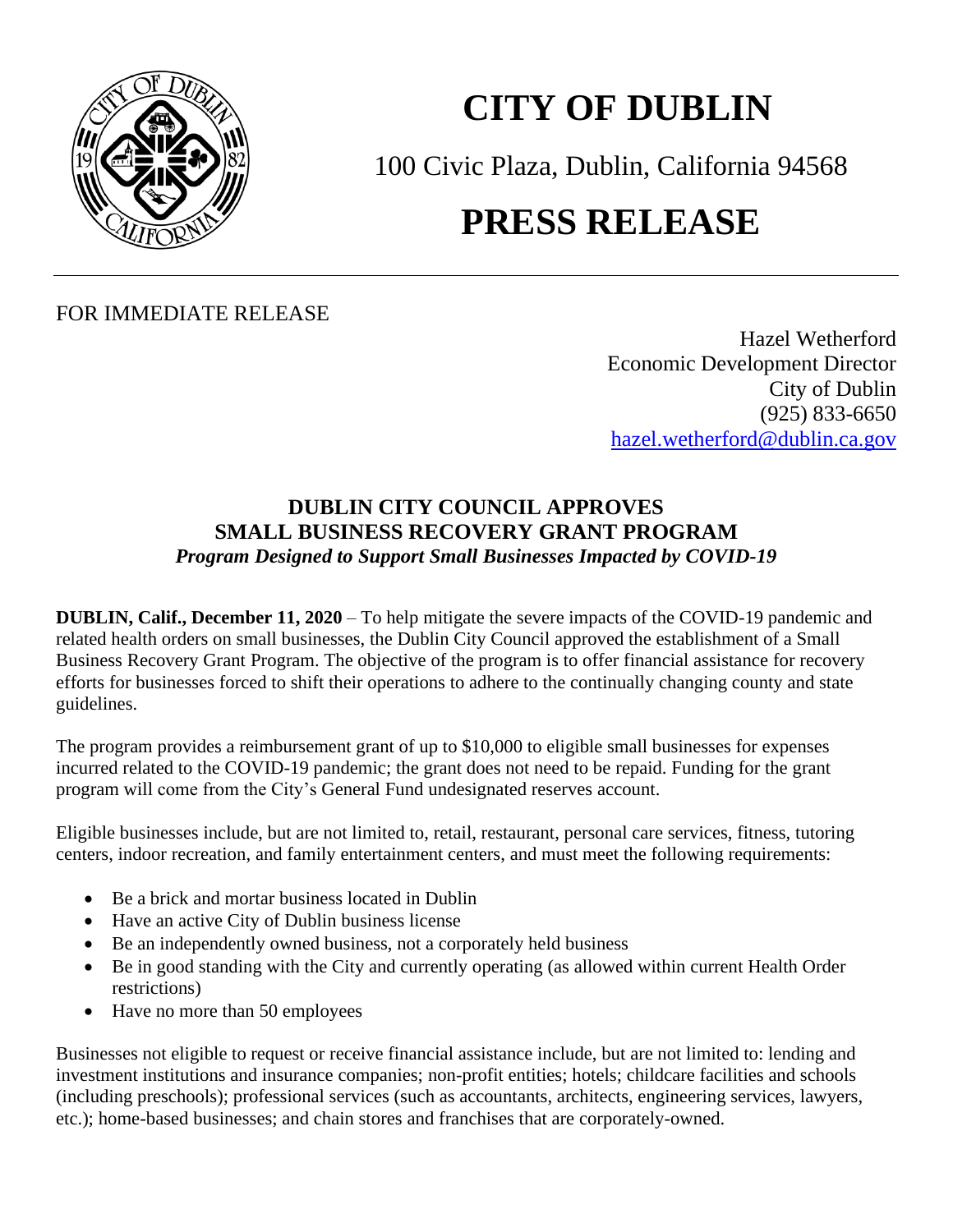# CITY OF DUBLIN

100 Civic Plaza, Dublin, California 94568

# PRESS RELEASE

FOR IMMEDIATE RELEASE

Hazel Wetherford
Economic Development Director
City of Dublin
(925) 833-6650
hazel.wetherford@dublin.ca.gov

## DUBLIN CITY COUNCIL APPROVES SMALL BUSINESS RECOVERY GRANT PROGRAM

***Program Designed to Support Small Businesses Impacted by COVID-19***

**DUBLIN, Calif., December 11, 2020** – To help mitigate the severe impacts of the COVID-19 pandemic and related health orders on small businesses, the Dublin City Council approved the establishment of a Small Business Recovery Grant Program. The objective of the program is to offer financial assistance for recovery efforts for businesses forced to shift their operations to adhere to the continually changing county and state guidelines.

The program provides a reimbursement grant of up to $10,000 to eligible small businesses for expenses incurred related to the COVID-19 pandemic; the grant does not need to be repaid. Funding for the grant program will come from the City's General Fund undesignated reserves account.

Eligible businesses include, but are not limited to, retail, restaurant, personal care services, fitness, tutoring centers, indoor recreation, and family entertainment centers, and must meet the following requirements:

- Be a brick and mortar business located in Dublin
- Have an active City of Dublin business license
- Be an independently owned business, not a corporately held business
- Be in good standing with the City and currently operating (as allowed within current Health Order restrictions)
- Have no more than 50 employees

Businesses not eligible to request or receive financial assistance include, but are not limited to: lending and investment institutions and insurance companies; non-profit entities; hotels; childcare facilities and schools (including preschools); professional services (such as accountants, architects, engineering services, lawyers, etc.); home-based businesses; and chain stores and franchises that are corporately-owned.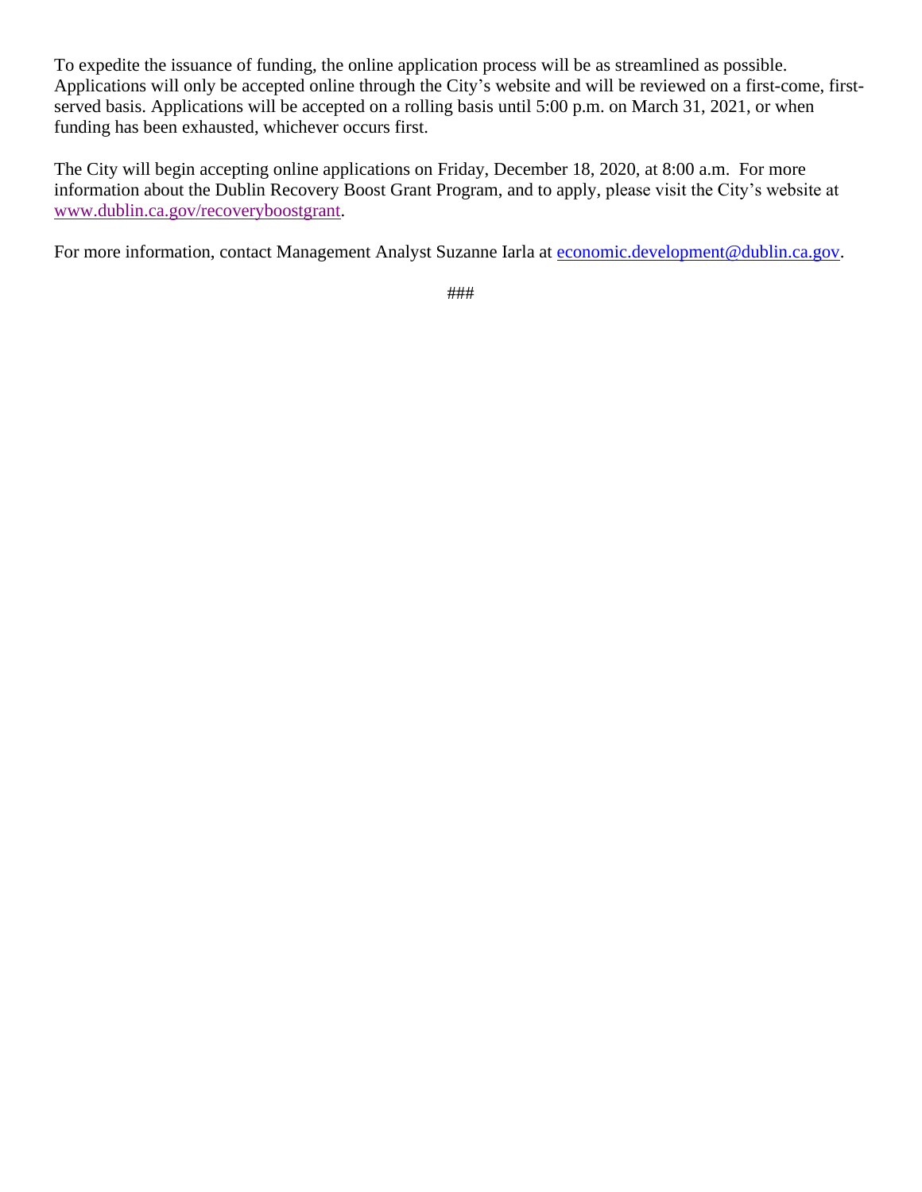To expedite the issuance of funding, the online application process will be as streamlined as possible. Applications will only be accepted online through the City's website and will be reviewed on a first-come, first-served basis. Applications will be accepted on a rolling basis until 5:00 p.m. on March 31, 2021, or when funding has been exhausted, whichever occurs first.

The City will begin accepting online applications on Friday, December 18, 2020, at 8:00 a.m. For more information about the Dublin Recovery Boost Grant Program, and to apply, please visit the City's website at [www.dublin.ca.gov/recoveryboostgrant](http://www.dublin.ca.gov/recoveryboostgrant).

For more information, contact Management Analyst Suzanne Iarla at [economic.development@dublin.ca.gov](mailto:economic.development@dublin.ca.gov).

###